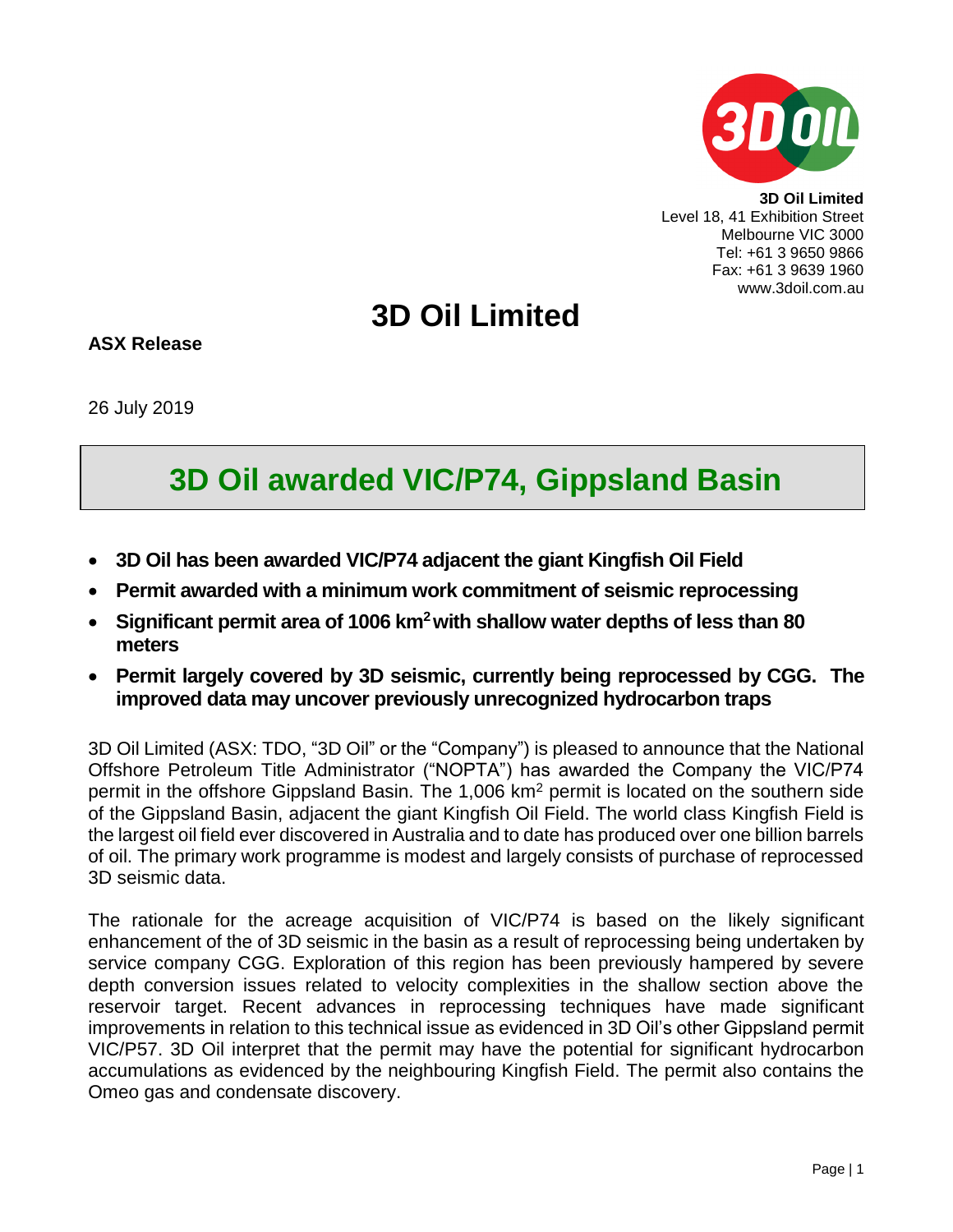**3D Oil Limited**
Level 18, 41 Exhibition Street
Melbourne VIC 3000
Tel: +61 3 9650 9866
Fax: +61 3 9639 1960
www.3doil.com.au

# 3D Oil Limited

**ASX Release**

26 July 2019

## 3D Oil awarded VIC/P74, Gippsland Basin

- **3D Oil has been awarded VIC/P74 adjacent the giant Kingfish Oil Field**
- **Permit awarded with a minimum work commitment of seismic reprocessing**
- **Significant permit area of 1006 km$^2$ with shallow water depths of less than 80 meters**
- **Permit largely covered by 3D seismic, currently being reprocessed by CGG. The improved data may uncover previously unrecognized hydrocarbon traps**

3D Oil Limited (ASX: TDO, "3D Oil" or the "Company") is pleased to announce that the National Offshore Petroleum Title Administrator ("NOPTA") has awarded the Company the VIC/P74 permit in the offshore Gippsland Basin. The 1,006 km$^2$ permit is located on the southern side of the Gippsland Basin, adjacent the giant Kingfish Oil Field. The world class Kingfish Field is the largest oil field ever discovered in Australia and to date has produced over one billion barrels of oil. The primary work programme is modest and largely consists of purchase of reprocessed 3D seismic data.

The rationale for the acreage acquisition of VIC/P74 is based on the likely significant enhancement of the of 3D seismic in the basin as a result of reprocessing being undertaken by service company CGG. Exploration of this region has been previously hampered by severe depth conversion issues related to velocity complexities in the shallow section above the reservoir target. Recent advances in reprocessing techniques have made significant improvements in relation to this technical issue as evidenced in 3D Oil's other Gippsland permit VIC/P57. 3D Oil interpret that the permit may have the potential for significant hydrocarbon accumulations as evidenced by the neighbouring Kingfish Field. The permit also contains the Omeo gas and condensate discovery.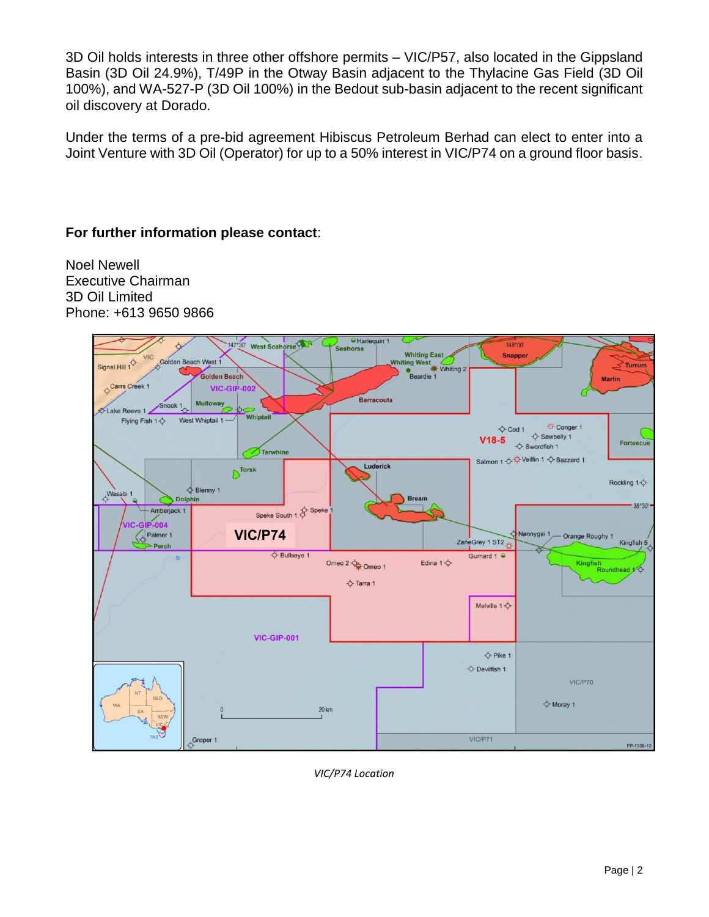3D Oil holds interests in three other offshore permits – VIC/P57, also located in the Gippsland Basin (3D Oil 24.9%), T/49P in the Otway Basin adjacent to the Thylacine Gas Field (3D Oil 100%), and WA-527-P (3D Oil 100%) in the Bedout sub-basin adjacent to the recent significant oil discovery at Dorado.

Under the terms of a pre-bid agreement Hibiscus Petroleum Berhad can elect to enter into a Joint Venture with 3D Oil (Operator) for up to a 50% interest in VIC/P74 on a ground floor basis.

**For further information please contact**:

Noel Newell
Executive Chairman
3D Oil Limited
Phone: +613 9650 9866

*VIC/P74 Location*